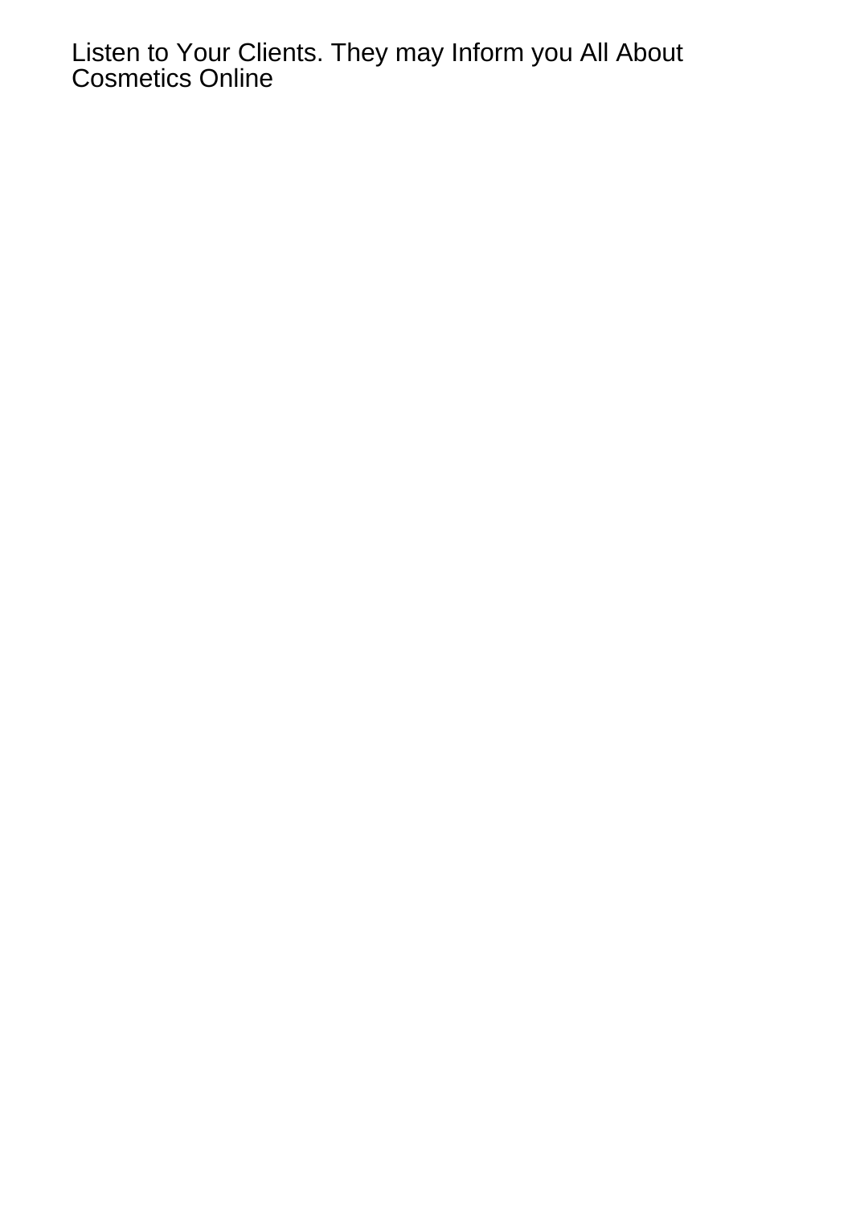# Listen to Your Clients. They may Inform you All About Cosmetics Online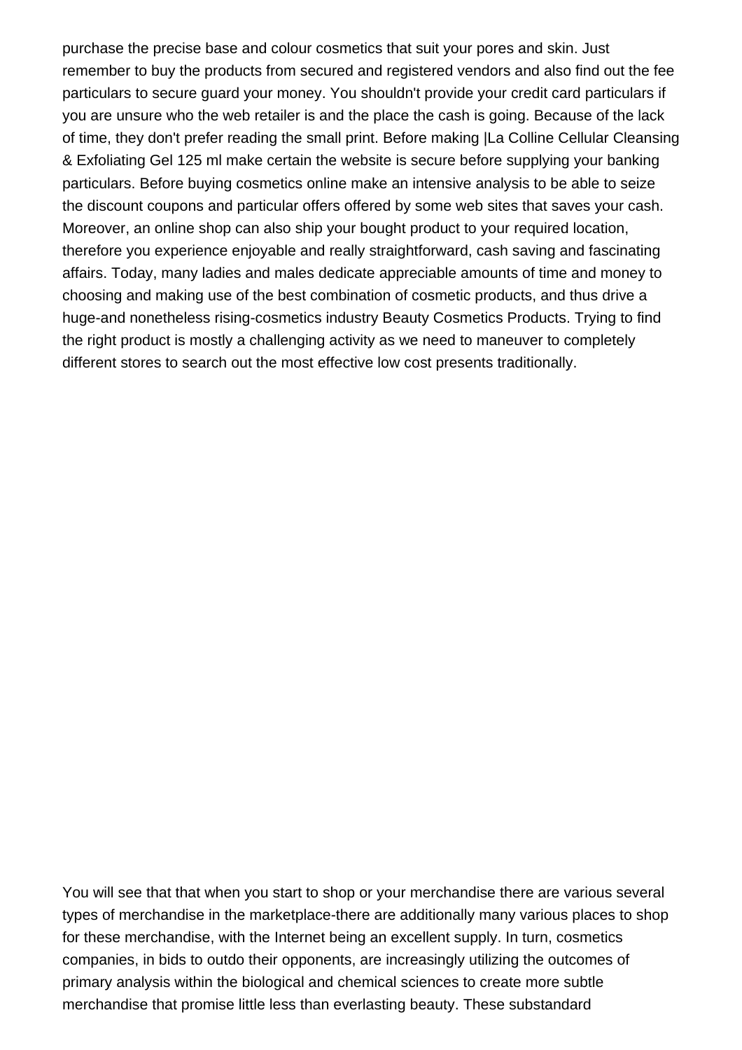purchase the precise base and colour cosmetics that suit your pores and skin. Just remember to buy the products from secured and registered vendors and also find out the fee particulars to secure guard your money. You shouldn't provide your credit card particulars if you are unsure who the web retailer is and the place the cash is going. Because of the lack of time, they don't prefer reading the small print. Before making |La Colline Cellular Cleansing & Exfoliating Gel 125 ml make certain the website is secure before supplying your banking particulars. Before buying cosmetics online make an intensive analysis to be able to seize the discount coupons and particular offers offered by some web sites that saves your cash. Moreover, an online shop can also ship your bought product to your required location, therefore you experience enjoyable and really straightforward, cash saving and fascinating affairs. Today, many ladies and males dedicate appreciable amounts of time and money to choosing and making use of the best combination of cosmetic products, and thus drive a huge-and nonetheless rising-cosmetics industry Beauty Cosmetics Products. Trying to find the right product is mostly a challenging activity as we need to maneuver to completely different stores to search out the most effective low cost presents traditionally.

You will see that that when you start to shop or your merchandise there are various several types of merchandise in the marketplace-there are additionally many various places to shop for these merchandise, with the Internet being an excellent supply. In turn, cosmetics companies, in bids to outdo their opponents, are increasingly utilizing the outcomes of primary analysis within the biological and chemical sciences to create more subtle merchandise that promise little less than everlasting beauty. These substandard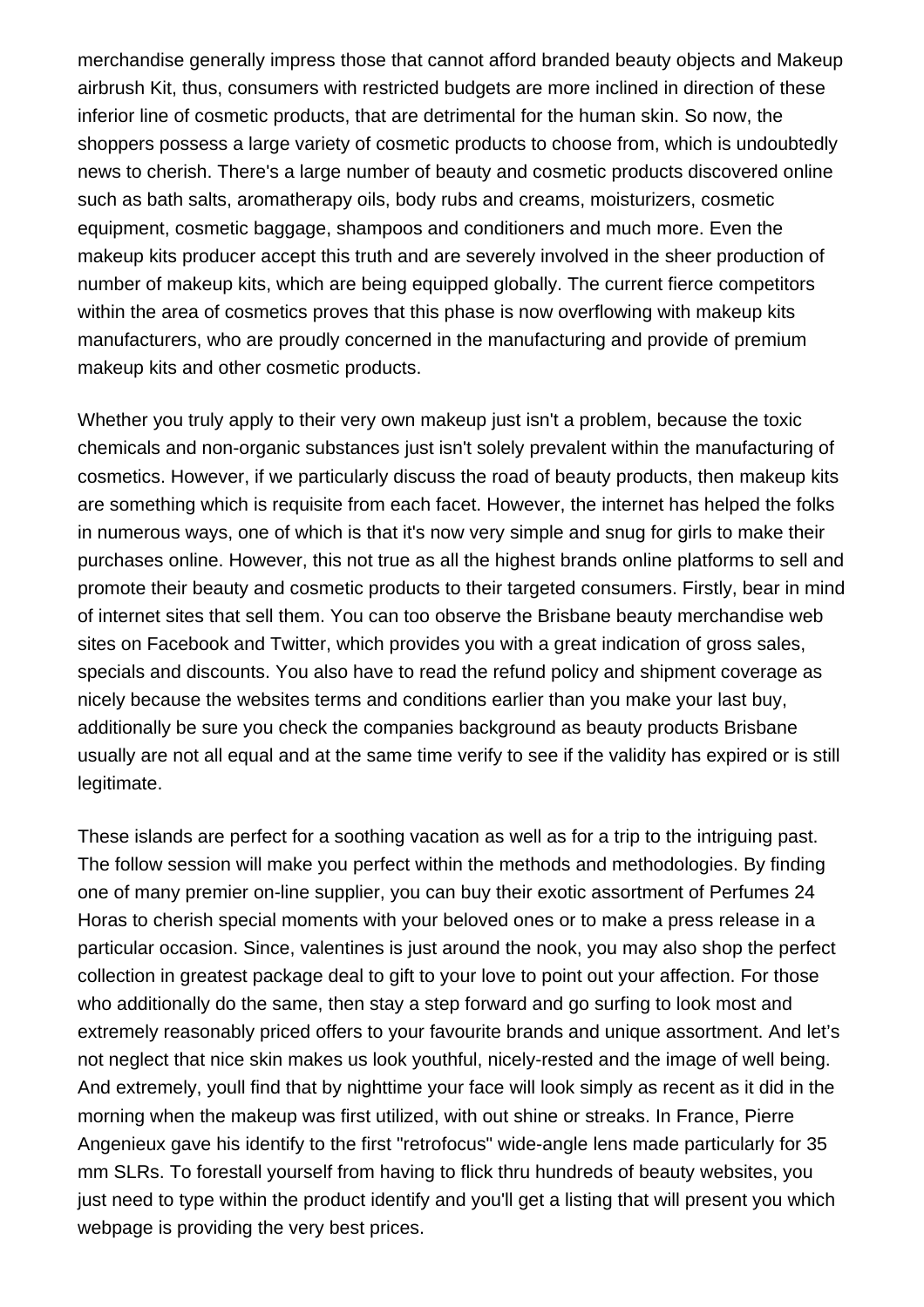merchandise generally impress those that cannot afford branded beauty objects and Makeup airbrush Kit, thus, consumers with restricted budgets are more inclined in direction of these inferior line of cosmetic products, that are detrimental for the human skin. So now, the shoppers possess a large variety of cosmetic products to choose from, which is undoubtedly news to cherish. There's a large number of beauty and cosmetic products discovered online such as bath salts, aromatherapy oils, body rubs and creams, moisturizers, cosmetic equipment, cosmetic baggage, shampoos and conditioners and much more. Even the makeup kits producer accept this truth and are severely involved in the sheer production of number of makeup kits, which are being equipped globally. The current fierce competitors within the area of cosmetics proves that this phase is now overflowing with makeup kits manufacturers, who are proudly concerned in the manufacturing and provide of premium makeup kits and other cosmetic products.

Whether you truly apply to their very own makeup just isn't a problem, because the toxic chemicals and non-organic substances just isn't solely prevalent within the manufacturing of cosmetics. However, if we particularly discuss the road of beauty products, then makeup kits are something which is requisite from each facet. However, the internet has helped the folks in numerous ways, one of which is that it's now very simple and snug for girls to make their purchases online. However, this not true as all the highest brands online platforms to sell and promote their beauty and cosmetic products to their targeted consumers. Firstly, bear in mind of internet sites that sell them. You can too observe the Brisbane beauty merchandise web sites on Facebook and Twitter, which provides you with a great indication of gross sales, specials and discounts. You also have to read the refund policy and shipment coverage as nicely because the websites terms and conditions earlier than you make your last buy, additionally be sure you check the companies background as beauty products Brisbane usually are not all equal and at the same time verify to see if the validity has expired or is still legitimate.

These islands are perfect for a soothing vacation as well as for a trip to the intriguing past. The follow session will make you perfect within the methods and methodologies. By finding one of many premier on-line supplier, you can buy their exotic assortment of Perfumes 24 Horas to cherish special moments with your beloved ones or to make a press release in a particular occasion. Since, valentines is just around the nook, you may also shop the perfect collection in greatest package deal to gift to your love to point out your affection. For those who additionally do the same, then stay a step forward and go surfing to look most and extremely reasonably priced offers to your favourite brands and unique assortment. And let’s not neglect that nice skin makes us look youthful, nicely-rested and the image of well being. And extremely, youll find that by nighttime your face will look simply as recent as it did in the morning when the makeup was first utilized, with out shine or streaks. In France, Pierre Angenieux gave his identify to the first "retrofocus" wide-angle lens made particularly for 35 mm SLRs. To forestall yourself from having to flick thru hundreds of beauty websites, you just need to type within the product identify and you'll get a listing that will present you which webpage is providing the very best prices.